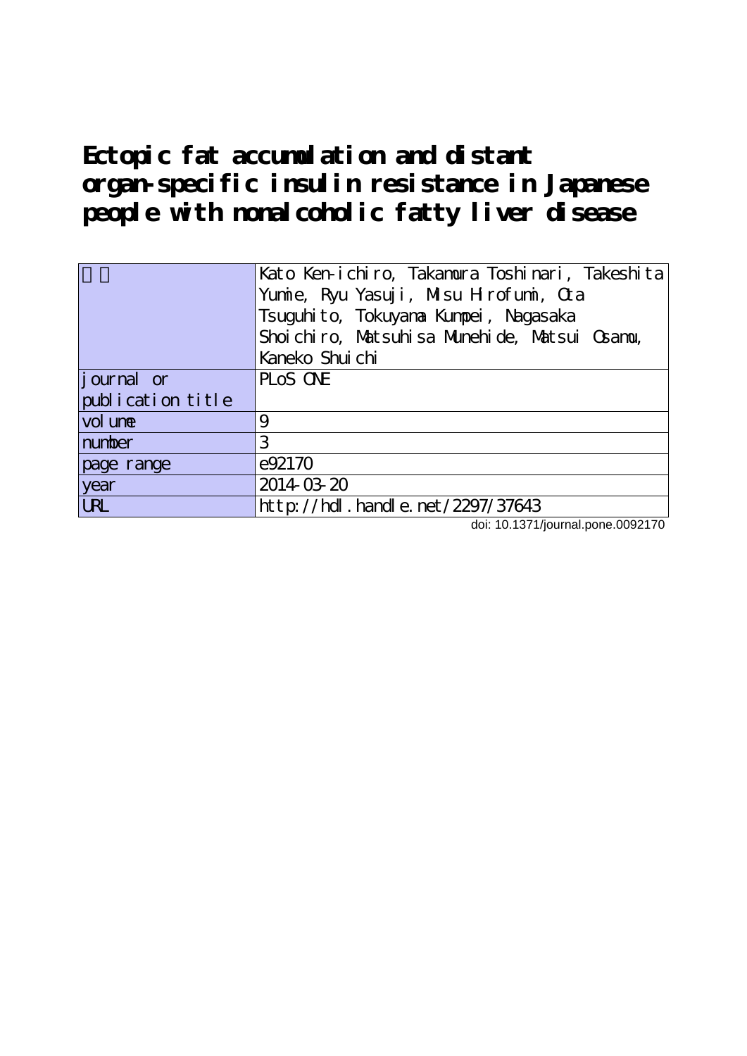# Ectopic fat accumulation and distant organ-specific insulin resistance in Japanese people with nonalcoholic fatty liver disease

| 著者 | Kato Ken-ichiro, Takamura Toshinari, Takeshita Yumie, Ryu Yasuji, Misu Hirofumi, Ota Tsuguhito, Tokuyama Kumpei, Nagasaka Shoichiro, Matsuhisa Munehide, Matsui Osamu, Kaneko Shuichi |
| --- | --- |
| journal or publication title | PLoS ONE |
| volume | 9 |
| number | 3 |
| page range | e92170 |
| year | 2014-03-20 |
| URL | http://hdl.handle.net/2297/37643 |

doi: 10.1371/journal.pone.0092170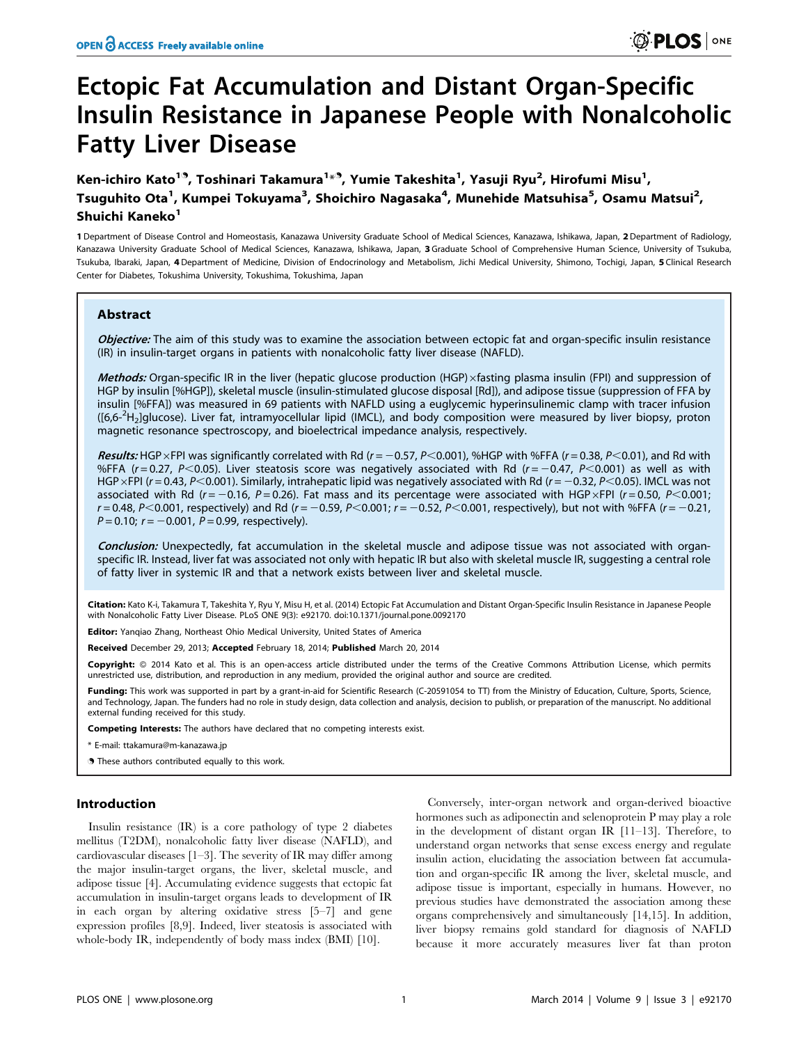# Ectopic Fat Accumulation and Distant Organ-Specific Insulin Resistance in Japanese People with Nonalcoholic Fatty Liver Disease

**Ken-ichiro Kato[1]¶, Toshinari Takamura[1]*¶, Yumie Takeshita[1], Yasuji Ryu[2], Hirofumi Misu[1], Tsuguhito Ota[1], Kumpei Tokuyama[3], Shoichiro Nagasaka[4], Munehide Matsuhisa[5], Osamu Matsui[2], Shuichi Kaneko[1]**

1 Department of Disease Control and Homeostasis, Kanazawa University Graduate School of Medical Sciences, Kanazawa, Ishikawa, Japan, 2 Department of Radiology, Kanazawa University Graduate School of Medical Sciences, Kanazawa, Ishikawa, Japan, 3 Graduate School of Comprehensive Human Science, University of Tsukuba, Tsukuba, Ibaraki, Japan, 4 Department of Medicine, Division of Endocrinology and Metabolism, Jichi Medical University, Shimono, Tochigi, Japan, 5 Clinical Research Center for Diabetes, Tokushima University, Tokushima, Tokushima, Japan

## Abstract

*Objective:* The aim of this study was to examine the association between ectopic fat and organ-specific insulin resistance (IR) in insulin-target organs in patients with nonalcoholic fatty liver disease (NAFLD).

*Methods:* Organ-specific IR in the liver (hepatic glucose production (HGP)×fasting plasma insulin (FPI) and suppression of HGP by insulin [%HGP]), skeletal muscle (insulin-stimulated glucose disposal [Rd]), and adipose tissue (suppression of FFA by insulin [%FFA]) was measured in 69 patients with NAFLD using a euglycemic hyperinsulinemic clamp with tracer infusion ([6,6-$^2H_2$]glucose). Liver fat, intramyocellular lipid (IMCL), and body composition were measured by liver biopsy, proton magnetic resonance spectroscopy, and bioelectrical impedance analysis, respectively.

*Results:* HGP×FPI was significantly correlated with Rd ($r = -0.57$, $P<0.001$), %HGP with %FFA ($r = 0.38$, $P<0.01$), and Rd with %FFA ($r = 0.27$, $P<0.05$). Liver steatosis score was negatively associated with Rd ($r = -0.47$, $P<0.001$) as well as with HGP×FPI ($r = 0.43$, $P<0.001$). Similarly, intrahepatic lipid was negatively associated with Rd ($r = -0.32$, $P<0.05$). IMCL was not associated with Rd ($r = -0.16$, $P = 0.26$). Fat mass and its percentage were associated with HGP×FPI ($r = 0.50$, $P<0.001$; $r = 0.48$, $P<0.001$, respectively) and Rd ($r = -0.59$, $P<0.001$; $r = -0.52$, $P<0.001$, respectively), but not with %FFA ($r = -0.21$, $P = 0.10$; $r = -0.001$, $P = 0.99$, respectively).

*Conclusion:* Unexpectedly, fat accumulation in the skeletal muscle and adipose tissue was not associated with organ-specific IR. Instead, liver fat was associated not only with hepatic IR but also with skeletal muscle IR, suggesting a central role of fatty liver in systemic IR and that a network exists between liver and skeletal muscle.

**Citation:** Kato K-i, Takamura T, Takeshita Y, Ryu Y, Misu H, et al. (2014) Ectopic Fat Accumulation and Distant Organ-Specific Insulin Resistance in Japanese People with Nonalcoholic Fatty Liver Disease. PLoS ONE 9(3): e92170. doi:10.1371/journal.pone.0092170

**Editor:** Yanqiao Zhang, Northeast Ohio Medical University, United States of America

**Received** December 29, 2013; **Accepted** February 18, 2014; **Published** March 20, 2014

**Copyright:** © 2014 Kato et al. This is an open-access article distributed under the terms of the Creative Commons Attribution License, which permits unrestricted use, distribution, and reproduction in any medium, provided the original author and source are credited.

**Funding:** This work was supported in part by a grant-in-aid for Scientific Research (C-20591054 to TT) from the Ministry of Education, Culture, Sports, Science, and Technology, Japan. The funders had no role in study design, data collection and analysis, decision to publish, or preparation of the manuscript. No additional external funding received for this study.

**Competing Interests:** The authors have declared that no competing interests exist.

\* E-mail: ttakamura@m-kanazawa.jp

¶ These authors contributed equally to this work.

## Introduction

Insulin resistance (IR) is a core pathology of type 2 diabetes mellitus (T2DM), nonalcoholic fatty liver disease (NAFLD), and cardiovascular diseases [1–3]. The severity of IR may differ among the major insulin-target organs, the liver, skeletal muscle, and adipose tissue [4]. Accumulating evidence suggests that ectopic fat accumulation in insulin-target organs leads to development of IR in each organ by altering oxidative stress [5–7] and gene expression profiles [8,9]. Indeed, liver steatosis is associated with whole-body IR, independently of body mass index (BMI) [10].

Conversely, inter-organ network and organ-derived bioactive hormones such as adiponectin and selenoprotein P may play a role in the development of distant organ IR [11–13]. Therefore, to understand organ networks that sense excess energy and regulate insulin action, elucidating the association between fat accumulation and organ-specific IR among the liver, skeletal muscle, and adipose tissue is important, especially in humans. However, no previous studies have demonstrated the association among these organs comprehensively and simultaneously [14,15]. In addition, liver biopsy remains gold standard for diagnosis of NAFLD because it more accurately measures liver fat than proton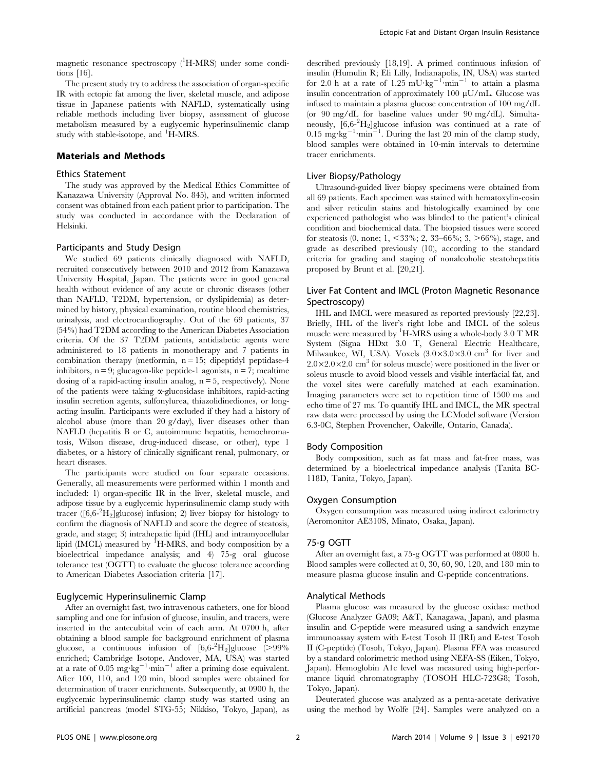magnetic resonance spectroscopy ($^1$H-MRS) under some conditions [16].

The present study try to address the association of organ-specific IR with ectopic fat among the liver, skeletal muscle, and adipose tissue in Japanese patients with NAFLD, systematically using reliable methods including liver biopsy, assessment of glucose metabolism measured by a euglycemic hyperinsulinemic clamp study with stable-isotope, and $^1$H-MRS.

## Materials and Methods

### Ethics Statement

The study was approved by the Medical Ethics Committee of Kanazawa University (Approval No. 845), and written informed consent was obtained from each patient prior to participation. The study was conducted in accordance with the Declaration of Helsinki.

### Participants and Study Design

We studied 69 patients clinically diagnosed with NAFLD, recruited consecutively between 2010 and 2012 from Kanazawa University Hospital, Japan. The patients were in good general health without evidence of any acute or chronic diseases (other than NAFLD, T2DM, hypertension, or dyslipidemia) as determined by history, physical examination, routine blood chemistries, urinalysis, and electrocardiography. Out of the 69 patients, 37 (54%) had T2DM according to the American Diabetes Association criteria. Of the 37 T2DM patients, antidiabetic agents were administered to 18 patients in monotherapy and 7 patients in combination therapy (metformin, n = 15; dipeptidyl peptidase-4 inhibitors, n = 9; glucagon-like peptide-1 agonists, n = 7; mealtime dosing of a rapid-acting insulin analog, n = 5, respectively). None of the patients were taking α-glucosidase inhibitors, rapid-acting insulin secretion agents, sulfonylurea, thiazolidinediones, or long-acting insulin. Participants were excluded if they had a history of alcohol abuse (more than 20 g/day), liver diseases other than NAFLD (hepatitis B or C, autoimmune hepatitis, hemochromatosis, Wilson disease, drug-induced disease, or other), type 1 diabetes, or a history of clinically significant renal, pulmonary, or heart diseases.

The participants were studied on four separate occasions. Generally, all measurements were performed within 1 month and included: 1) organ-specific IR in the liver, skeletal muscle, and adipose tissue by a euglycemic hyperinsulinemic clamp study with tracer ([6,6-$^2H_2$]glucose) infusion; 2) liver biopsy for histology to confirm the diagnosis of NAFLD and score the degree of steatosis, grade, and stage; 3) intrahepatic lipid (IHL) and intramyocellular lipid (IMCL) measured by $^1$H-MRS, and body composition by a bioelectrical impedance analysis; and 4) 75-g oral glucose tolerance test (OGTT) to evaluate the glucose tolerance according to American Diabetes Association criteria [17].

### Euglycemic Hyperinsulinemic Clamp

After an overnight fast, two intravenous catheters, one for blood sampling and one for infusion of glucose, insulin, and tracers, were inserted in the antecubital vein of each arm. At 0700 h, after obtaining a blood sample for background enrichment of plasma glucose, a continuous infusion of [6,6-$^2H_2$]glucose (>99% enriched; Cambridge Isotope, Andover, MA, USA) was started at a rate of 0.05 mg·kg$^{-1}$·min$^{-1}$ after a priming dose equivalent. After 100, 110, and 120 min, blood samples were obtained for determination of tracer enrichments. Subsequently, at 0900 h, the euglycemic hyperinsulinemic clamp study was started using an artificial pancreas (model STG-55; Nikkiso, Tokyo, Japan), as described previously [18,19]. A primed continuous infusion of insulin (Humulin R; Eli Lilly, Indianapolis, IN, USA) was started for 2.0 h at a rate of 1.25 mU·kg$^{-1}$·min$^{-1}$ to attain a plasma insulin concentration of approximately 100 μU/mL. Glucose was infused to maintain a plasma glucose concentration of 100 mg/dL (or 90 mg/dL for baseline values under 90 mg/dL). Simultaneously, [6,6-$^2H_2$]glucose infusion was continued at a rate of 0.15 mg·kg$^{-1}$·min$^{-1}$. During the last 20 min of the clamp study, blood samples were obtained in 10-min intervals to determine tracer enrichments.

### Liver Biopsy/Pathology

Ultrasound-guided liver biopsy specimens were obtained from all 69 patients. Each specimen was stained with hematoxylin-eosin and silver reticulin stains and histologically examined by one experienced pathologist who was blinded to the patient's clinical condition and biochemical data. The biopsied tissues were scored for steatosis (0, none; 1, <33%; 2, 33–66%; 3, >66%), stage, and grade as described previously (10), according to the standard criteria for grading and staging of nonalcoholic steatohepatitis proposed by Brunt et al. [20,21].

### Liver Fat Content and IMCL (Proton Magnetic Resonance Spectroscopy)

IHL and IMCL were measured as reported previously [22,23]. Briefly, IHL of the liver's right lobe and IMCL of the soleus muscle were measured by $^1$H-MRS using a whole-body 3.0 T MR System (Signa HDxt 3.0 T, General Electric Healthcare, Milwaukee, WI, USA). Voxels (3.0×3.0×3.0 cm$^3$ for liver and 2.0×2.0×2.0 cm$^3$ for soleus muscle) were positioned in the liver or soleus muscle to avoid blood vessels and visible interfacial fat, and the voxel sites were carefully matched at each examination. Imaging parameters were set to repetition time of 1500 ms and echo time of 27 ms. To quantify IHL and IMCL, the MR spectral raw data were processed by using the LCModel software (Version 6.3-0C, Stephen Provencher, Oakville, Ontario, Canada).

### Body Composition

Body composition, such as fat mass and fat-free mass, was determined by a bioelectrical impedance analysis (Tanita BC-118D, Tanita, Tokyo, Japan).

### Oxygen Consumption

Oxygen consumption was measured using indirect calorimetry (Aeromonitor AE310S, Minato, Osaka, Japan).

### 75-g OGTT

After an overnight fast, a 75-g OGTT was performed at 0800 h. Blood samples were collected at 0, 30, 60, 90, 120, and 180 min to measure plasma glucose insulin and C-peptide concentrations.

### Analytical Methods

Plasma glucose was measured by the glucose oxidase method (Glucose Analyzer GA09; A&T, Kanagawa, Japan), and plasma insulin and C-peptide were measured using a sandwich enzyme immunoassay system with E-test Tosoh II (IRI) and E-test Tosoh II (C-peptide) (Tosoh, Tokyo, Japan). Plasma FFA was measured by a standard colorimetric method using NEFA-SS (Eiken, Tokyo, Japan). Hemoglobin A1c level was measured using high-performance liquid chromatography (TOSOH HLC-723G8; Tosoh, Tokyo, Japan).

Deuterated glucose was analyzed as a penta-acetate derivative using the method by Wolfe [24]. Samples were analyzed on a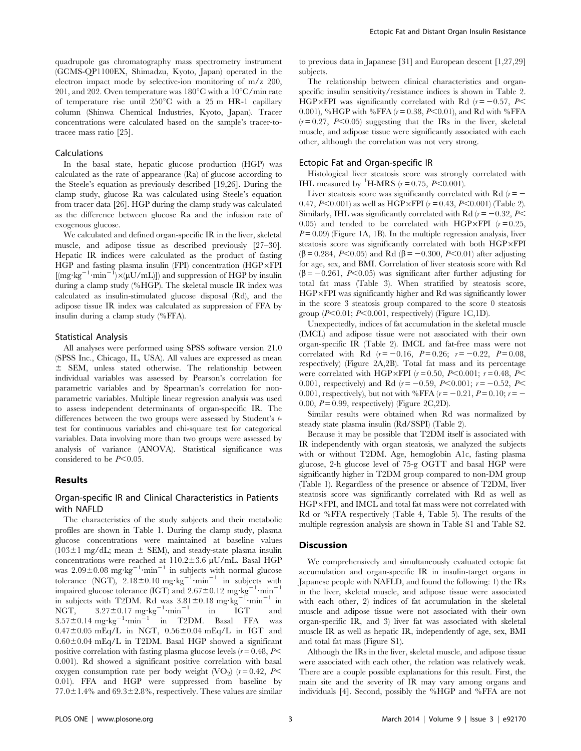quadrupole gas chromatography mass spectrometry instrument (GCMS-QP1100EX, Shimadzu, Kyoto, Japan) operated in the electron impact mode by selective-ion monitoring of m/z 200, 201, and 202. Oven temperature was 180°C with a 10°C/min rate of temperature rise until 250°C with a 25 m HR-1 capillary column (Shinwa Chemical Industries, Kyoto, Japan). Tracer concentrations were calculated based on the sample's tracer-to-tracee mass ratio [25].

### Calculations

In the basal state, hepatic glucose production (HGP) was calculated as the rate of appearance (Ra) of glucose according to the Steele's equation as previously described [19,26]. During the clamp study, glucose Ra was calculated using Steele's equation from tracer data [26]. HGP during the clamp study was calculated as the difference between glucose Ra and the infusion rate of exogenous glucose.

We calculated and defined organ-specific IR in the liver, skeletal muscle, and adipose tissue as described previously [27–30]. Hepatic IR indices were calculated as the product of fasting HGP and fasting plasma insulin (FPI) concentration (HGP×FPI [$(mg \cdot kg^{-1} \cdot min^{-1}) \times (\mu U/mL)$]) and suppression of HGP by insulin during a clamp study (%HGP). The skeletal muscle IR index was calculated as insulin-stimulated glucose disposal (Rd), and the adipose tissue IR index was calculated as suppression of FFA by insulin during a clamp study (%FFA).

### Statistical Analysis

All analyses were performed using SPSS software version 21.0 (SPSS Inc., Chicago, IL, USA). All values are expressed as mean ± SEM, unless stated otherwise. The relationship between individual variables was assessed by Pearson's correlation for parametric variables and by Spearman's correlation for non-parametric variables. Multiple linear regression analysis was used to assess independent determinants of organ-specific IR. The differences between the two groups were assessed by Student's *t*-test for continuous variables and chi-square test for categorical variables. Data involving more than two groups were assessed by analysis of variance (ANOVA). Statistical significance was considered to be $P<0.05$.

## Results

### Organ-specific IR and Clinical Characteristics in Patients with NAFLD

The characteristics of the study subjects and their metabolic profiles are shown in Table 1. During the clamp study, plasma glucose concentrations were maintained at baseline values (103±1 mg/dL; mean ± SEM), and steady-state plasma insulin concentrations were reached at 110.2±3.6 μU/mL. Basal HGP was 2.09±0.08 $mg \cdot kg^{-1} \cdot min^{-1}$ in subjects with normal glucose tolerance (NGT), 2.18±0.10 $mg \cdot kg^{-1} \cdot min^{-1}$ in subjects with impaired glucose tolerance (IGT) and 2.67±0.12 $mg \cdot kg^{-1} \cdot min^{-1}$ in subjects with T2DM. Rd was 3.81±0.18 $mg \cdot kg^{-1} \cdot min^{-1}$ in NGT, 3.27±0.17 $mg \cdot kg^{-1} \cdot min^{-1}$ in IGT and 3.57±0.14 $mg \cdot kg^{-1} \cdot min^{-1}$ in T2DM. Basal FFA was 0.47±0.05 mEq/L in NGT, 0.56±0.04 mEq/L in IGT and 0.60±0.04 mEq/L in T2DM. Basal HGP showed a significant positive correlation with fasting plasma glucose levels ($r=0.48$, $P<0.001$). Rd showed a significant positive correlation with basal oxygen consumption rate per body weight ($VO_2$) ($r=0.42$, $P<0.01$). FFA and HGP were suppressed from baseline by 77.0±1.4% and 69.3±2.8%, respectively. These values are similar to previous data in Japanese [31] and European descent [1,27,29] subjects.

The relationship between clinical characteristics and organ-specific insulin sensitivity/resistance indices is shown in Table 2. HGP×FPI was significantly correlated with Rd ($r=-0.57$, $P<0.001$), %HGP with %FFA ($r=0.38$, $P<0.01$), and Rd with %FFA ($r=0.27$, $P<0.05$) suggesting that the IRs in the liver, skeletal muscle, and adipose tissue were significantly associated with each other, although the correlation was not very strong.

### Ectopic Fat and Organ-specific IR

Histological liver steatosis score was strongly correlated with IHL measured by [1]H-MRS ($r=0.75$, $P<0.001$).

Liver steatosis score was significantly correlated with Rd ($r=-0.47$, $P<0.001$) as well as HGP×FPI ($r=0.43$, $P<0.001$) (Table 2). Similarly, IHL was significantly correlated with Rd ($r=-0.32$, $P<0.05$) and tended to be correlated with HGP×FPI ($r=0.25$, $P=0.09$) (Figure 1A, 1B). In the multiple regression analysis, liver steatosis score was significantly correlated with both HGP×FPI ($\beta=0.284$, $P<0.05$) and Rd ($\beta=-0.300$, $P<0.01$) after adjusting for age, sex, and BMI. Correlation of liver steatosis score with Rd ($\beta=-0.261$, $P<0.05$) was significant after further adjusting for total fat mass (Table 3). When stratified by steatosis score, HGP×FPI was significantly higher and Rd was significantly lower in the score 3 steatosis group compared to the score 0 steatosis group ($P<0.01$; $P<0.001$, respectively) (Figure 1C,1D).

Unexpectedly, indices of fat accumulation in the skeletal muscle (IMCL) and adipose tissue were not associated with their own organ-specific IR (Table 2). IMCL and fat-free mass were not correlated with Rd ($r=-0.16$, $P=0.26$; $r=-0.22$, $P=0.08$, respectively) (Figure 2A,2B). Total fat mass and its percentage were correlated with HGP×FPI ($r=0.50$, $P<0.001$; $r=0.48$, $P<0.001$, respectively) and Rd ($r=-0.59$, $P<0.001$; $r=-0.52$, $P<0.001$, respectively), but not with %FFA ($r=-0.21$, $P=0.10$; $r=-0.00$, $P=0.99$, respectively) (Figure 2C,2D).

Similar results were obtained when Rd was normalized by steady state plasma insulin (Rd/SSPI) (Table 2).

Because it may be possible that T2DM itself is associated with IR independently with organ steatosis, we analyzed the subjects with or without T2DM. Age, hemoglobin A1c, fasting plasma glucose, 2-h glucose level of 75-g OGTT and basal HGP were significantly higher in T2DM group compared to non-DM group (Table 1). Regardless of the presence or absence of T2DM, liver steatosis score was significantly correlated with Rd as well as HGP×FPI, and IMCL and total fat mass were not correlated with Rd or %FFA respectively (Table 4, Table 5). The results of the multiple regression analysis are shown in Table S1 and Table S2.

## Discussion

We comprehensively and simultaneously evaluated ectopic fat accumulation and organ-specific IR in insulin-target organs in Japanese people with NAFLD, and found the following: 1) the IRs in the liver, skeletal muscle, and adipose tissue were associated with each other, 2) indices of fat accumulation in the skeletal muscle and adipose tissue were not associated with their own organ-specific IR, and 3) liver fat was associated with skeletal muscle IR as well as hepatic IR, independently of age, sex, BMI and total fat mass (Figure S1).

Although the IRs in the liver, skeletal muscle, and adipose tissue were associated with each other, the relation was relatively weak. There are a couple possible explanations for this result. First, the main site and the severity of IR may vary among organs and individuals [4]. Second, possibly the %HGP and %FFA are not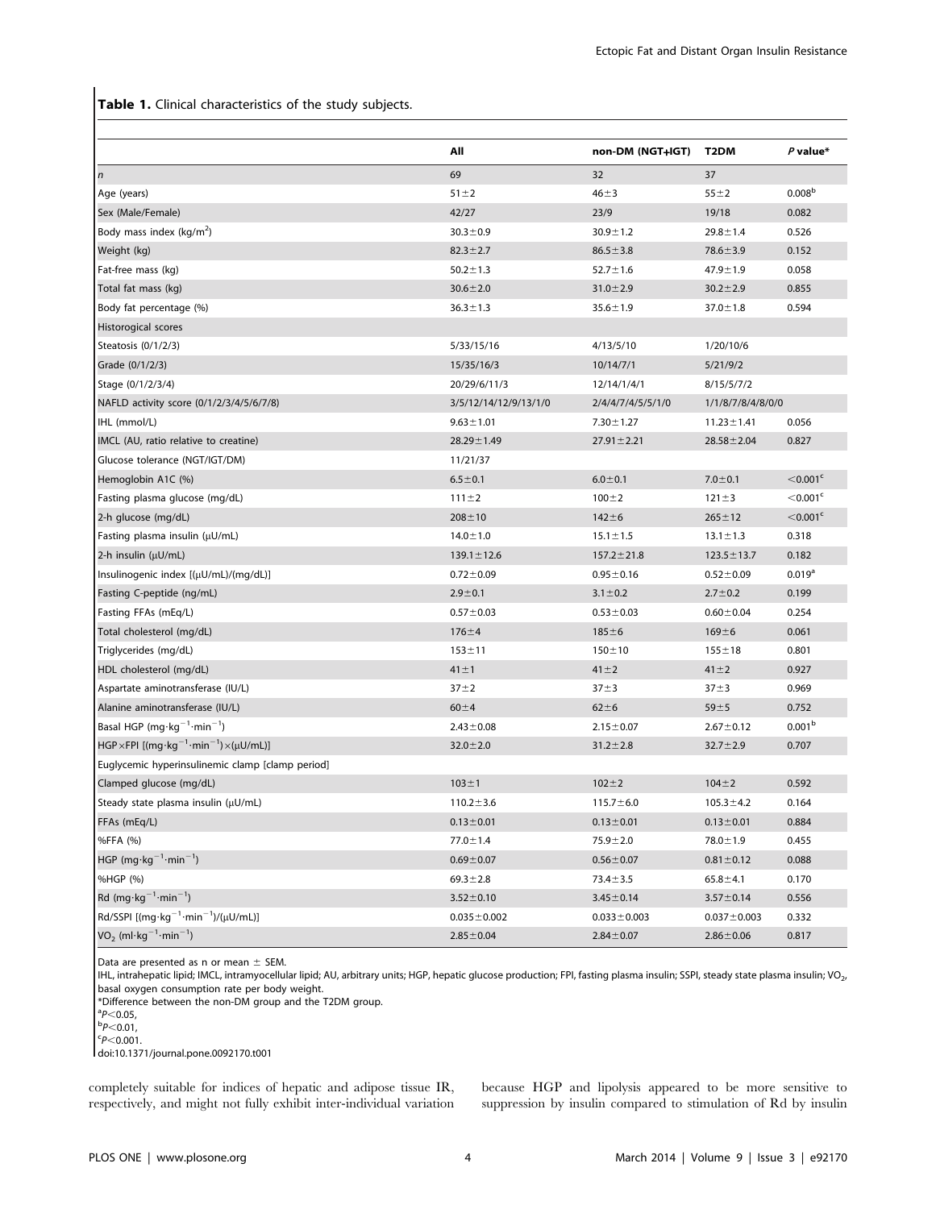**Table 1.** Clinical characteristics of the study subjects.

| | All | non-DM (NGT+IGT) | T2DM | *P* value* |
|---|---|---|---|---|
| *n* | 69 | 32 | 37 | |
| Age (years) | 51±2 | 46±3 | 55±2 | 0.008[b] |
| Sex (Male/Female) | 42/27 | 23/9 | 19/18 | 0.082 |
| Body mass index (kg/m$^2$) | 30.3±0.9 | 30.9±1.2 | 29.8±1.4 | 0.526 |
| Weight (kg) | 82.3±2.7 | 86.5±3.8 | 78.6±3.9 | 0.152 |
| Fat-free mass (kg) | 50.2±1.3 | 52.7±1.6 | 47.9±1.9 | 0.058 |
| Total fat mass (kg) | 30.6±2.0 | 31.0±2.9 | 30.2±2.9 | 0.855 |
| Body fat percentage (%) | 36.3±1.3 | 35.6±1.9 | 37.0±1.8 | 0.594 |
| Historogical scores | | | | |
| Steatosis (0/1/2/3) | 5/33/15/16 | 4/13/5/10 | 1/20/10/6 | |
| Grade (0/1/2/3) | 15/35/16/3 | 10/14/7/1 | 5/21/9/2 | |
| Stage (0/1/2/3/4) | 20/29/6/11/3 | 12/14/1/4/1 | 8/15/5/7/2 | |
| NAFLD activity score (0/1/2/3/4/5/6/7/8) | 3/5/12/14/12/9/13/1/0 | 2/4/4/7/4/5/5/1/0 | 1/1/8/7/8/4/8/0/0 | |
| IHL (mmol/L) | 9.63±1.01 | 7.30±1.27 | 11.23±1.41 | 0.056 |
| IMCL (AU, ratio relative to creatine) | 28.29±1.49 | 27.91±2.21 | 28.58±2.04 | 0.827 |
| Glucose tolerance (NGT/IGT/DM) | 11/21/37 | | | |
| Hemoglobin A1C (%) | 6.5±0.1 | 6.0±0.1 | 7.0±0.1 | <0.001[c] |
| Fasting plasma glucose (mg/dL) | 111±2 | 100±2 | 121±3 | <0.001[c] |
| 2-h glucose (mg/dL) | 208±10 | 142±6 | 265±12 | <0.001[c] |
| Fasting plasma insulin (μU/mL) | 14.0±1.0 | 15.1±1.5 | 13.1±1.3 | 0.318 |
| 2-h insulin (μU/mL) | 139.1±12.6 | 157.2±21.8 | 123.5±13.7 | 0.182 |
| Insulinogenic index [(μU/mL)/(mg/dL)] | 0.72±0.09 | 0.95±0.16 | 0.52±0.09 | 0.019[a] |
| Fasting C-peptide (ng/mL) | 2.9±0.1 | 3.1±0.2 | 2.7±0.2 | 0.199 |
| Fasting FFAs (mEq/L) | 0.57±0.03 | 0.53±0.03 | 0.60±0.04 | 0.254 |
| Total cholesterol (mg/dL) | 176±4 | 185±6 | 169±6 | 0.061 |
| Triglycerides (mg/dL) | 153±11 | 150±10 | 155±18 | 0.801 |
| HDL cholesterol (mg/dL) | 41±1 | 41±2 | 41±2 | 0.927 |
| Aspartate aminotransferase (IU/L) | 37±2 | 37±3 | 37±3 | 0.969 |
| Alanine aminotransferase (IU/L) | 60±4 | 62±6 | 59±5 | 0.752 |
| Basal HGP (mg·kg$^{-1}$·min$^{-1}$) | 2.43±0.08 | 2.15±0.07 | 2.67±0.12 | 0.001[b] |
| HGP×FPI [(mg·kg$^{-1}$·min$^{-1}$)×(μU/mL)] | 32.0±2.0 | 31.2±2.8 | 32.7±2.9 | 0.707 |
| Euglycemic hyperinsulinemic clamp [clamp period] | | | | |
| Clamped glucose (mg/dL) | 103±1 | 102±2 | 104±2 | 0.592 |
| Steady state plasma insulin (μU/mL) | 110.2±3.6 | 115.7±6.0 | 105.3±4.2 | 0.164 |
| FFAs (mEq/L) | 0.13±0.01 | 0.13±0.01 | 0.13±0.01 | 0.884 |
| %FFA (%) | 77.0±1.4 | 75.9±2.0 | 78.0±1.9 | 0.455 |
| HGP (mg·kg$^{-1}$·min$^{-1}$) | 0.69±0.07 | 0.56±0.07 | 0.81±0.12 | 0.088 |
| %HGP (%) | 69.3±2.8 | 73.4±3.5 | 65.8±4.1 | 0.170 |
| Rd (mg·kg$^{-1}$·min$^{-1}$) | 3.52±0.10 | 3.45±0.14 | 3.57±0.14 | 0.556 |
| Rd/SSPI [(mg·kg$^{-1}$·min$^{-1}$)/(μU/mL)] | 0.035±0.002 | 0.033±0.003 | 0.037±0.003 | 0.332 |
| $VO_2$ (ml·kg$^{-1}$·min$^{-1}$) | 2.85±0.04 | 2.84±0.07 | 2.86±0.06 | 0.817 |

Data are presented as n or mean ± SEM.

IHL, intrahepatic lipid; IMCL, intramyocellular lipid; AU, arbitrary units; HGP, hepatic glucose production; FPI, fasting plasma insulin; SSPI, steady state plasma insulin; $VO_2$, basal oxygen consumption rate per body weight.

*Difference between the non-DM group and the T2DM group.

[a]$P<0.05$,

[b]$P<0.01$,

[c]$P<0.001$.

doi:10.1371/journal.pone.0092170.t001

completely suitable for indices of hepatic and adipose tissue IR, respectively, and might not fully exhibit inter-individual variation because HGP and lipolysis appeared to be more sensitive to suppression by insulin compared to stimulation of Rd by insulin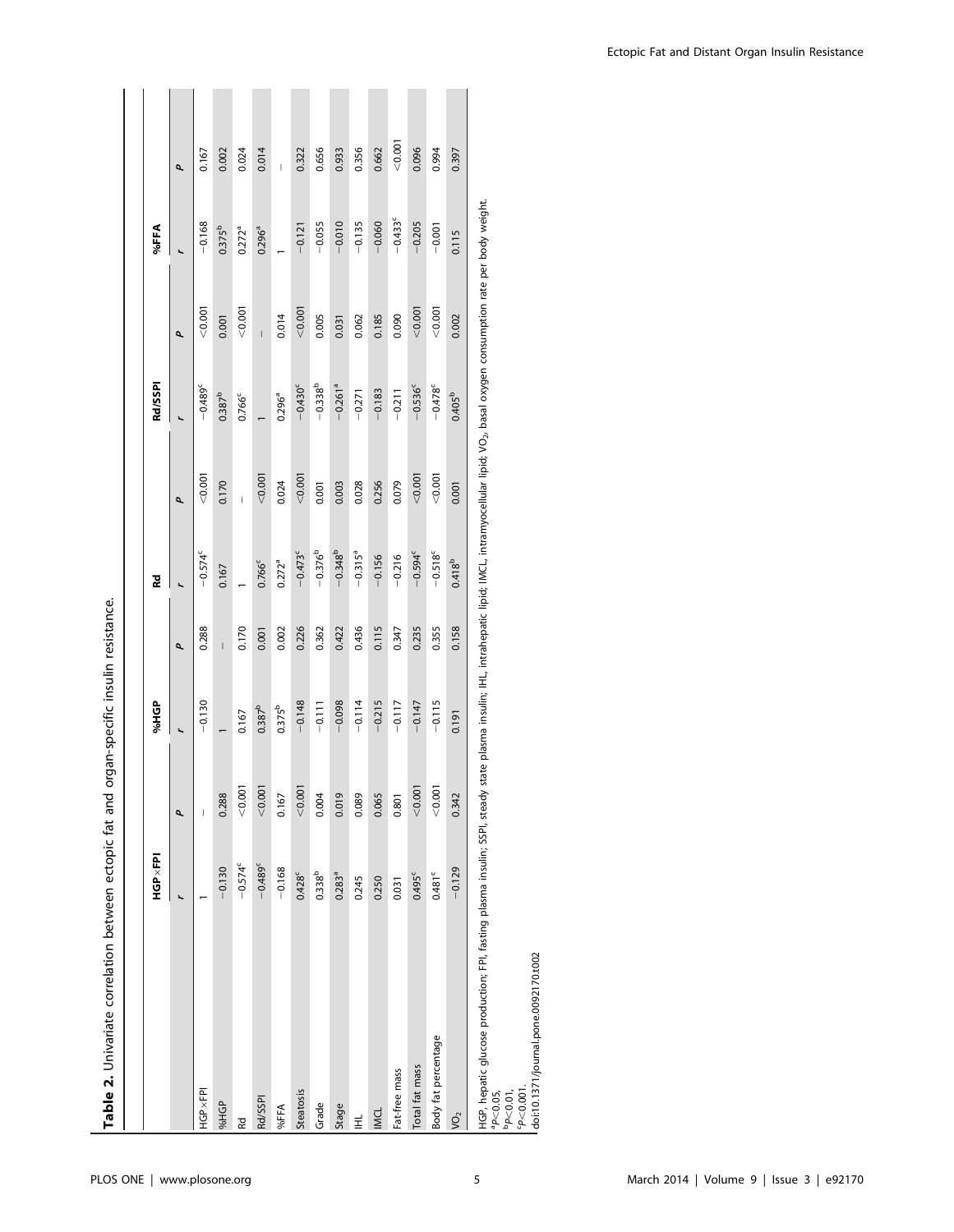**Table 2.** Univariate correlation between ectopic fat and organ-specific insulin resistance.

| | HGP×FPI | | %HGP | | Rd | | Rd/SSPI | | %FFA | |
|---|---|---|---|---|---|---|---|---|---|---|
| | *r* | *P* | *r* | *P* | *r* | *P* | *r* | *P* | *r* | *P* |
| HGP×FPI | 1 | – | −0.130 | 0.288 | −0.574[c] | <0.001 | −0.489[c] | <0.001 | −0.168 | 0.167 |
| %HGP | −0.130 | 0.288 | 1 | – | 0.167 | 0.170 | 0.387[b] | 0.001 | 0.375[b] | 0.002 |
| Rd | −0.574[c] | <0.001 | 0.167 | 0.170 | 1 | – | 0.766[c] | <0.001 | 0.272[a] | 0.024 |
| Rd/SSPI | −0.489[c] | <0.001 | 0.387[b] | 0.001 | 0.766[c] | <0.001 | 1 | – | 0.296[a] | 0.014 |
| %FFA | −0.168 | 0.167 | 0.375[b] | 0.002 | 0.272[a] | 0.024 | 0.296[a] | 0.014 | 1 | – |
| Steatosis | 0.428[c] | <0.001 | −0.148 | 0.226 | −0.473[c] | <0.001 | −0.430[c] | <0.001 | −0.121 | 0.322 |
| Grade | 0.338[b] | 0.004 | −0.111 | 0.362 | −0.376[b] | 0.001 | −0.338[b] | 0.005 | −0.055 | 0.656 |
| Stage | 0.283[a] | 0.019 | −0.098 | 0.422 | −0.348[b] | 0.003 | −0.261[a] | 0.031 | −0.010 | 0.933 |
| IHL | 0.245 | 0.089 | −0.114 | 0.436 | −0.315[a] | 0.028 | −0.271 | 0.062 | −0.135 | 0.356 |
| IMCL | 0.250 | 0.065 | −0.215 | 0.115 | −0.156 | 0.256 | −0.183 | 0.185 | −0.060 | 0.662 |
| Fat-free mass | 0.031 | 0.801 | −0.117 | 0.347 | −0.216 | 0.079 | −0.211 | 0.090 | −0.433[c] | <0.001 |
| Total fat mass | 0.495[c] | <0.001 | −0.147 | 0.235 | −0.594[c] | <0.001 | −0.536[c] | <0.001 | −0.205 | 0.096 |
| Body fat percentage | 0.481[c] | <0.001 | −0.115 | 0.355 | −0.518[c] | <0.001 | −0.478[c] | <0.001 | −0.001 | 0.994 |
| $VO_2$ | −0.129 | 0.342 | 0.191 | 0.158 | 0.418[b] | 0.001 | 0.405[b] | 0.002 | 0.115 | 0.397 |

HGP, hepatic glucose production; FPI, fasting plasma insulin; SSPI, steady state plasma insulin; IHL, intrahepatic lipid; IMCL, intramyocellular lipid; $VO_2$, basal oxygen consumption rate per body weight.
[a]$P<0.05$,
[b]$P<0.01$,
[c]$P<0.001$.
doi:10.1371/journal.pone.0092170.t002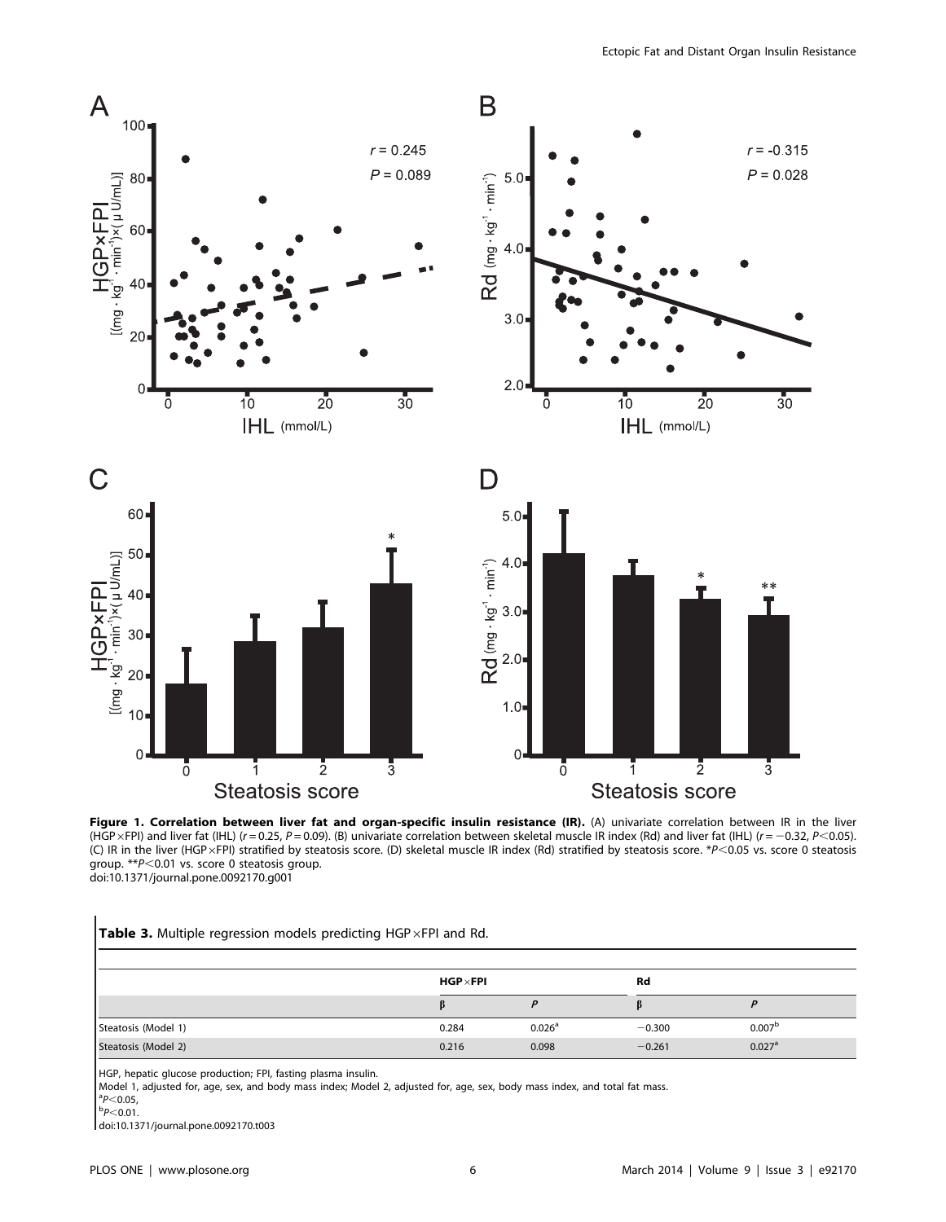**Figure 1. Correlation between liver fat and organ-specific insulin resistance (IR).** (A) univariate correlation between IR in the liver (HGP×FPI) and liver fat (IHL) ($r = 0.25$, $P = 0.09$). (B) univariate correlation between skeletal muscle IR index (Rd) and liver fat (IHL) ($r = -0.32$, $P < 0.05$). (C) IR in the liver (HGP×FPI) stratified by steatosis score. (D) skeletal muscle IR index (Rd) stratified by steatosis score. *$P < 0.05$ vs. score 0 steatosis group. **$P < 0.01$ vs. score 0 steatosis group.
doi:10.1371/journal.pone.0092170.g001

**Table 3.** Multiple regression models predicting HGP×FPI and Rd.

| | HGP×FPI | | Rd | |
|---|---|---|---|---|
| | β | *P* | β | *P* |
| Steatosis (Model 1) | 0.284 | 0.026[a] | −0.300 | 0.007[b] |
| Steatosis (Model 2) | 0.216 | 0.098 | −0.261 | 0.027[a] |

HGP, hepatic glucose production; FPI, fasting plasma insulin.
Model 1, adjusted for, age, sex, and body mass index; Model 2, adjusted for, age, sex, body mass index, and total fat mass.
[a]$P < 0.05$,
[b]$P < 0.01$.
doi:10.1371/journal.pone.0092170.t003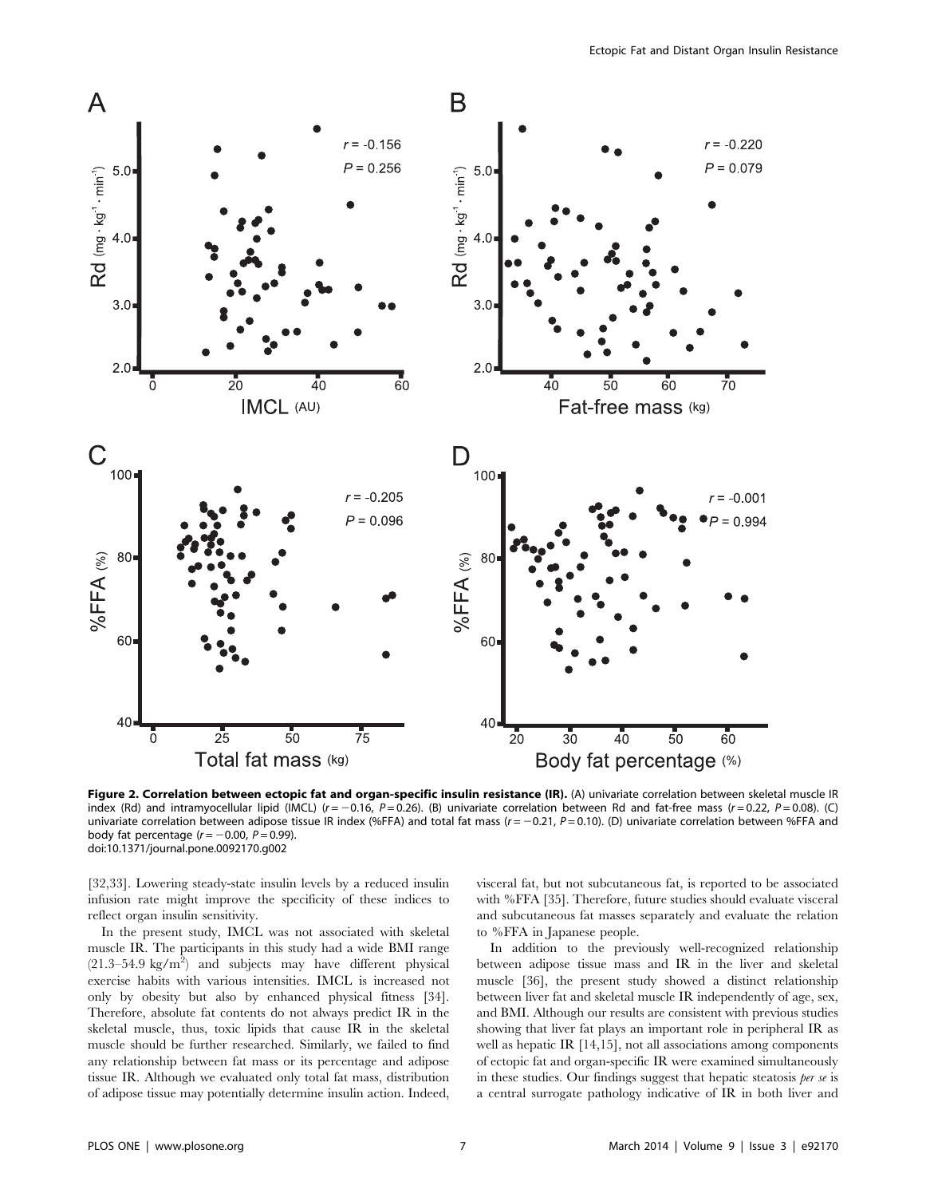**Figure 2. Correlation between ectopic fat and organ-specific insulin resistance (IR).** (A) univariate correlation between skeletal muscle IR index (Rd) and intramyocellular lipid (IMCL) ($r = -0.16$, $P = 0.26$). (B) univariate correlation between Rd and fat-free mass ($r = 0.22$, $P = 0.08$). (C) univariate correlation between adipose tissue IR index (%FFA) and total fat mass ($r = -0.21$, $P = 0.10$). (D) univariate correlation between %FFA and body fat percentage ($r = -0.00$, $P = 0.99$).
doi:10.1371/journal.pone.0092170.g002

[32,33]. Lowering steady-state insulin levels by a reduced insulin infusion rate might improve the specificity of these indices to reflect organ insulin sensitivity.

In the present study, IMCL was not associated with skeletal muscle IR. The participants in this study had a wide BMI range (21.3–54.9 kg/m$^2$) and subjects may have different physical exercise habits with various intensities. IMCL is increased not only by obesity but also by enhanced physical fitness [34]. Therefore, absolute fat contents do not always predict IR in the skeletal muscle, thus, toxic lipids that cause IR in the skeletal muscle should be further researched. Similarly, we failed to find any relationship between fat mass or its percentage and adipose tissue IR. Although we evaluated only total fat mass, distribution of adipose tissue may potentially determine insulin action. Indeed, visceral fat, but not subcutaneous fat, is reported to be associated with %FFA [35]. Therefore, future studies should evaluate visceral and subcutaneous fat masses separately and evaluate the relation to %FFA in Japanese people.

In addition to the previously well-recognized relationship between adipose tissue mass and IR in the liver and skeletal muscle [36], the present study showed a distinct relationship between liver fat and skeletal muscle IR independently of age, sex, and BMI. Although our results are consistent with previous studies showing that liver fat plays an important role in peripheral IR as well as hepatic IR [14,15], not all associations among components of ectopic fat and organ-specific IR were examined simultaneously in these studies. Our findings suggest that hepatic steatosis *per se* is a central surrogate pathology indicative of IR in both liver and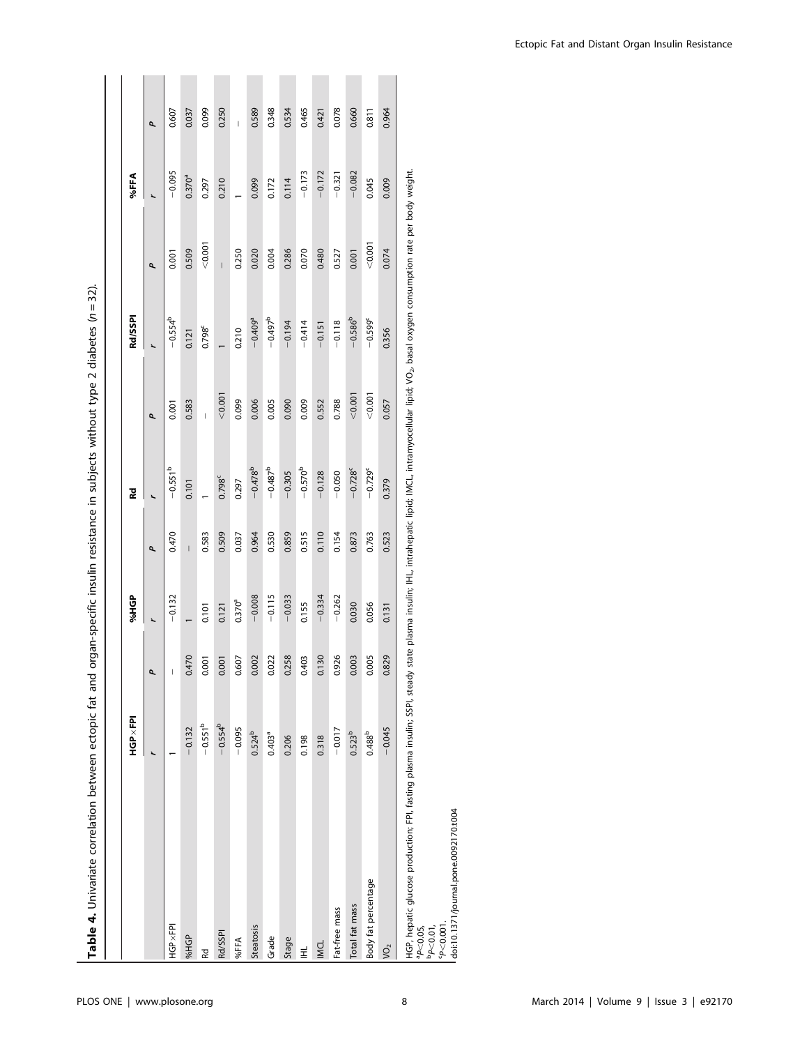**Table 4.** Univariate correlation between ectopic fat and organ-specific insulin resistance in subjects without type 2 diabetes ($n = 32$).

| | HGP×FPI | | %HGP | | Rd | | Rd/SSPI | | %FFA | |
|---|---|---|---|---|---|---|---|---|---|---|
| | $r$ | $P$ | $r$ | $P$ | $r$ | $P$ | $r$ | $P$ | $r$ | $P$ |
| HGP×FPI | 1 | – | −0.132 | 0.470 | $-0.551^{b}$ | 0.001 | $-0.554^{b}$ | 0.001 | −0.095 | 0.607 |
| %HGP | −0.132 | 0.470 | 1 | – | 0.101 | 0.583 | 0.121 | 0.509 | $0.370^{a}$ | 0.037 |
| Rd | $-0.551^{b}$ | 0.001 | 0.101 | 0.583 | 1 | – | $0.798^{c}$ | <0.001 | 0.297 | 0.099 |
| Rd/SSPI | $-0.554^{b}$ | 0.001 | 0.121 | 0.509 | $0.798^{c}$ | <0.001 | 1 | – | 0.210 | 0.250 |
| %FFA | −0.095 | 0.607 | $0.370^{a}$ | 0.037 | 0.297 | 0.099 | 0.210 | 0.250 | 1 | – |
| Steatosis | $0.524^{b}$ | 0.002 | −0.008 | 0.964 | $-0.478^{b}$ | 0.006 | $-0.409^{a}$ | 0.020 | 0.099 | 0.589 |
| Grade | $0.403^{a}$ | 0.022 | −0.115 | 0.530 | $-0.487^{b}$ | 0.005 | $-0.497^{b}$ | 0.004 | 0.172 | 0.348 |
| Stage | 0.206 | 0.258 | −0.033 | 0.859 | −0.305 | 0.090 | −0.194 | 0.286 | 0.114 | 0.534 |
| IHL | 0.198 | 0.403 | 0.155 | 0.515 | $-0.570^{b}$ | 0.009 | −0.414 | 0.070 | −0.173 | 0.465 |
| IMCL | 0.318 | 0.130 | −0.334 | 0.110 | −0.128 | 0.552 | −0.151 | 0.480 | −0.172 | 0.421 |
| Fat-free mass | −0.017 | 0.926 | −0.262 | 0.154 | −0.050 | 0.788 | −0.118 | 0.527 | −0.321 | 0.078 |
| Total fat mass | $0.523^{b}$ | 0.003 | 0.030 | 0.873 | $-0.728^{c}$ | <0.001 | $-0.586^{b}$ | 0.001 | −0.082 | 0.660 |
| Body fat percentage | $0.488^{b}$ | 0.005 | 0.056 | 0.763 | $-0.729^{c}$ | <0.001 | $-0.599^{c}$ | <0.001 | 0.045 | 0.811 |
| $VO_2$ | −0.045 | 0.829 | 0.131 | 0.523 | 0.379 | 0.057 | 0.356 | 0.074 | 0.009 | 0.964 |

HGP, hepatic glucose production; FPI, fasting plasma insulin; SSPI, steady state plasma insulin; IHL, intrahepatic lipid; IMCL, intramyocellular lipid; $VO_2$, basal oxygen consumption rate per body weight.
[a]$P<0.05$,
[b]$P<0.01$,
[c]$P<0.001$.
doi:10.1371/journal.pone.0092170.t004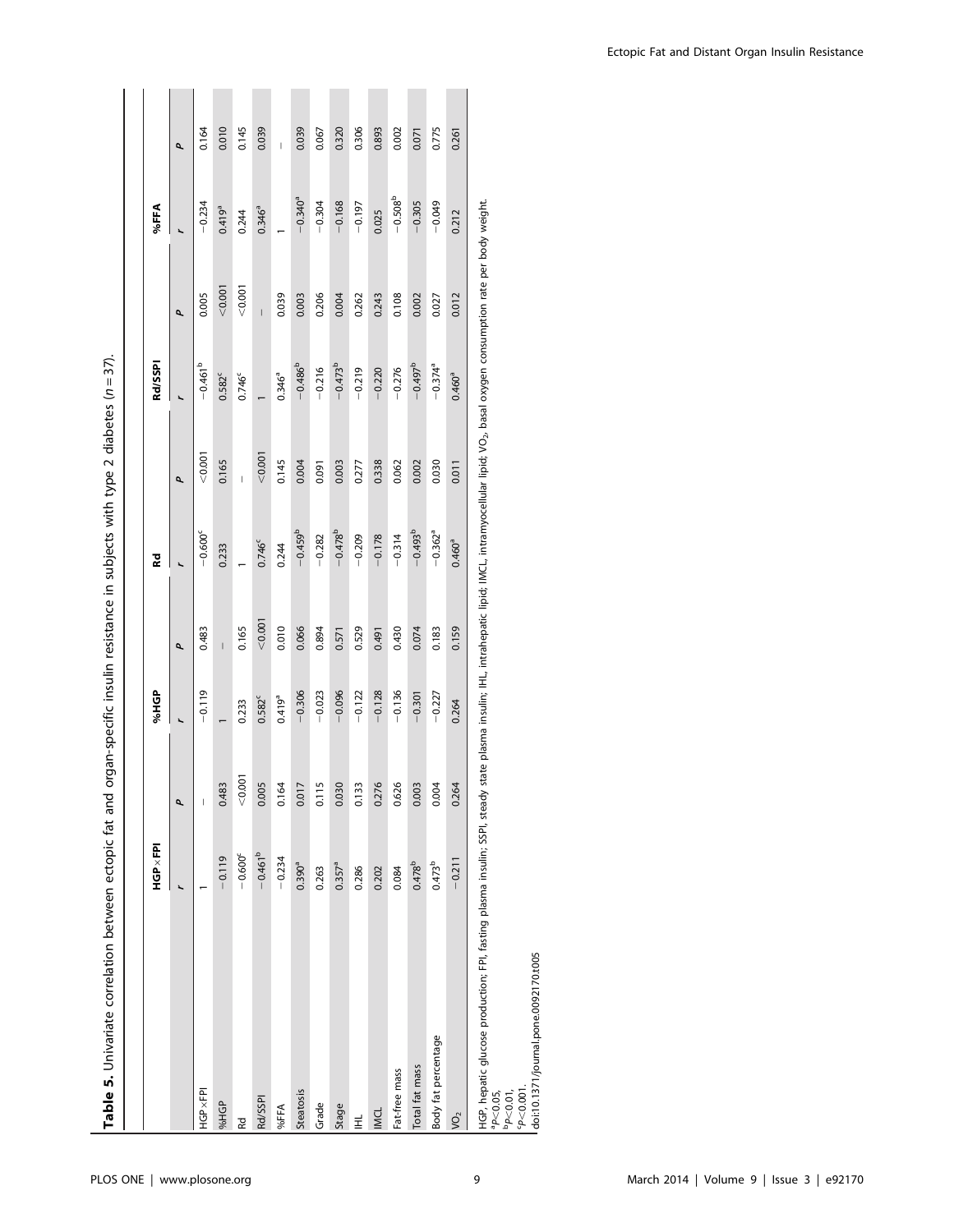**Table 5.** Univariate correlation between ectopic fat and organ-specific insulin resistance in subjects with type 2 diabetes ($n = 37$).

| | HGP×FPI | | %HGP | | Rd | | Rd/SSPI | | %FFA | |
|---|---|---|---|---|---|---|---|---|---|---|
| | *r* | *P* | *r* | *P* | *r* | *P* | *r* | *P* | *r* | *P* |
| HGP×FPI | 1 | – | −0.119 | 0.483 | −0.600[c] | <0.001 | −0.461[b] | 0.005 | −0.234 | 0.164 |
| %HGP | −0.119 | 0.483 | 1 | – | 0.233 | 0.165 | 0.582[c] | <0.001 | 0.419[a] | 0.010 |
| Rd | −0.600[c] | <0.001 | 0.233 | 0.165 | 1 | – | 0.746[c] | <0.001 | 0.244 | 0.145 |
| Rd/SSPI | −0.461[b] | 0.005 | 0.582[c] | <0.001 | 0.746[c] | <0.001 | 1 | – | 0.346[a] | 0.039 |
| %FFA | −0.234 | 0.164 | 0.419[a] | 0.010 | 0.244 | 0.145 | 0.346[a] | 0.039 | 1 | – |
| Steatosis | 0.390[a] | 0.017 | −0.306 | 0.066 | −0.459[b] | 0.004 | −0.486[b] | 0.003 | −0.340[a] | 0.039 |
| Grade | 0.263 | 0.115 | −0.023 | 0.894 | −0.282 | 0.091 | −0.216 | 0.206 | −0.304 | 0.067 |
| Stage | 0.357[a] | 0.030 | −0.096 | 0.571 | −0.478[b] | 0.003 | −0.473[b] | 0.004 | −0.168 | 0.320 |
| IHL | 0.286 | 0.133 | −0.122 | 0.529 | −0.209 | 0.277 | −0.219 | 0.262 | −0.197 | 0.306 |
| IMCL | 0.202 | 0.276 | −0.128 | 0.491 | −0.178 | 0.338 | −0.220 | 0.243 | 0.025 | 0.893 |
| Fat-free mass | 0.084 | 0.626 | −0.136 | 0.430 | −0.314 | 0.062 | −0.276 | 0.108 | −0.508[b] | 0.002 |
| Total fat mass | 0.478[b] | 0.003 | −0.301 | 0.074 | −0.493[b] | 0.002 | −0.497[b] | 0.002 | −0.305 | 0.071 |
| Body fat percentage | 0.473[b] | 0.004 | −0.227 | 0.183 | −0.362[a] | 0.030 | −0.374[a] | 0.027 | −0.049 | 0.775 |
| $VO_2$ | −0.211 | 0.264 | 0.264 | 0.159 | 0.460[a] | 0.011 | 0.460[a] | 0.012 | 0.212 | 0.261 |

HGP, hepatic glucose production; FPI, fasting plasma insulin; SSPI, steady state plasma insulin; IHL, intrahepatic lipid; IMCL, intramyocellular lipid; $VO_2$, basal oxygen consumption rate per body weight.

[a] $P<0.05$,

[b] $P<0.01$,

[c] $P<0.001$.

doi:10.1371/journal.pone.0092170.t005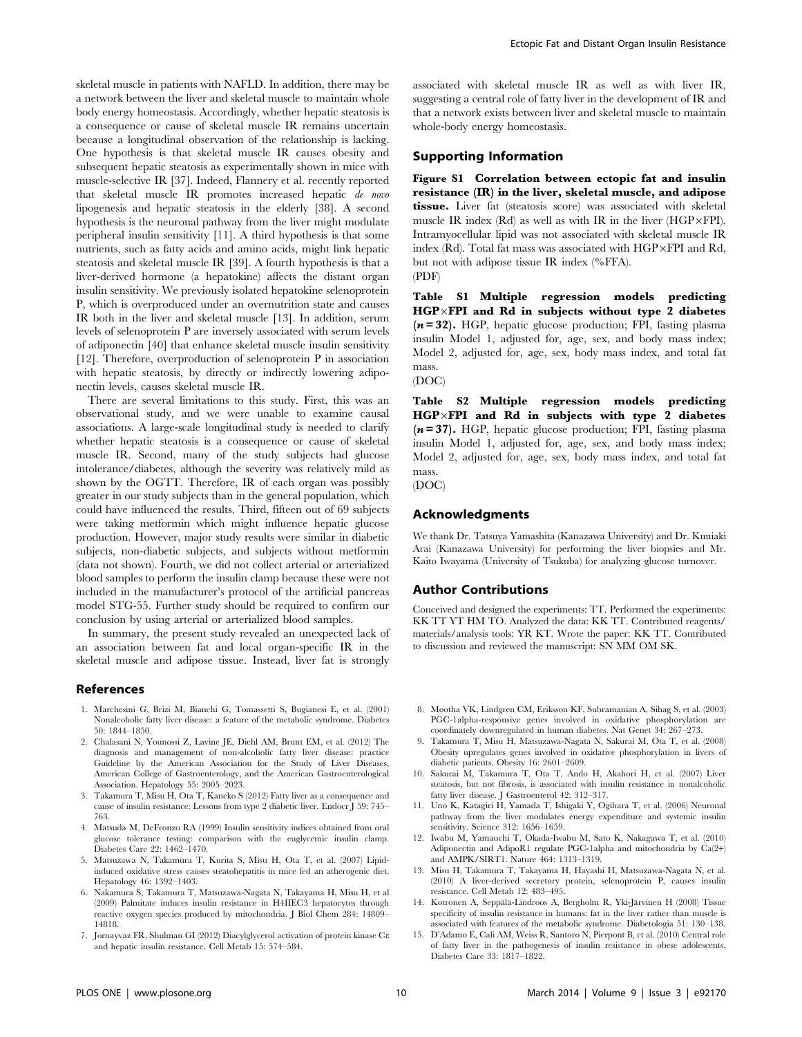skeletal muscle in patients with NAFLD. In addition, there may be a network between the liver and skeletal muscle to maintain whole body energy homeostasis. Accordingly, whether hepatic steatosis is a consequence or cause of skeletal muscle IR remains uncertain because a longitudinal observation of the relationship is lacking. One hypothesis is that skeletal muscle IR causes obesity and subsequent hepatic steatosis as experimentally shown in mice with muscle-selective IR [37]. Indeed, Flannery et al. recently reported that skeletal muscle IR promotes increased hepatic *de novo* lipogenesis and hepatic steatosis in the elderly [38]. A second hypothesis is the neuronal pathway from the liver might modulate peripheral insulin sensitivity [11]. A third hypothesis is that some nutrients, such as fatty acids and amino acids, might link hepatic steatosis and skeletal muscle IR [39]. A fourth hypothesis is that a liver-derived hormone (a hepatokine) affects the distant organ insulin sensitivity. We previously isolated hepatokine selenoprotein P, which is overproduced under an overnutrition state and causes IR both in the liver and skeletal muscle [13]. In addition, serum levels of selenoprotein P are inversely associated with serum levels of adiponectin [40] that enhance skeletal muscle insulin sensitivity [12]. Therefore, overproduction of selenoprotein P in association with hepatic steatosis, by directly or indirectly lowering adiponectin levels, causes skeletal muscle IR.

There are several limitations to this study. First, this was an observational study, and we were unable to examine causal associations. A large-scale longitudinal study is needed to clarify whether hepatic steatosis is a consequence or cause of skeletal muscle IR. Second, many of the study subjects had glucose intolerance/diabetes, although the severity was relatively mild as shown by the OGTT. Therefore, IR of each organ was possibly greater in our study subjects than in the general population, which could have influenced the results. Third, fifteen out of 69 subjects were taking metformin which might influence hepatic glucose production. However, major study results were similar in diabetic subjects, non-diabetic subjects, and subjects without metformin (data not shown). Fourth, we did not collect arterial or arterialized blood samples to perform the insulin clamp because these were not included in the manufacturer's protocol of the artificial pancreas model STG-55. Further study should be required to confirm our conclusion by using arterial or arterialized blood samples.

In summary, the present study revealed an unexpected lack of an association between fat and local organ-specific IR in the skeletal muscle and adipose tissue. Instead, liver fat is strongly associated with skeletal muscle IR as well as with liver IR, suggesting a central role of fatty liver in the development of IR and that a network exists between liver and skeletal muscle to maintain whole-body energy homeostasis.

## Supporting Information

**Figure S1 Correlation between ectopic fat and insulin resistance (IR) in the liver, skeletal muscle, and adipose tissue.** Liver fat (steatosis score) was associated with skeletal muscle IR index (Rd) as well as with IR in the liver (HGP×FPI). Intramyocellular lipid was not associated with skeletal muscle IR index (Rd). Total fat mass was associated with HGP×FPI and Rd, but not with adipose tissue IR index (%FFA).
(PDF)

**Table S1 Multiple regression models predicting HGP×FPI and Rd in subjects without type 2 diabetes (*n* = 32).** HGP, hepatic glucose production; FPI, fasting plasma insulin Model 1, adjusted for, age, sex, and body mass index; Model 2, adjusted for, age, sex, body mass index, and total fat mass.
(DOC)

**Table S2 Multiple regression models predicting HGP×FPI and Rd in subjects with type 2 diabetes (*n* = 37).** HGP, hepatic glucose production; FPI, fasting plasma insulin Model 1, adjusted for, age, sex, and body mass index; Model 2, adjusted for, age, sex, body mass index, and total fat mass.
(DOC)

## Acknowledgments

We thank Dr. Tatsuya Yamashita (Kanazawa University) and Dr. Kuniaki Arai (Kanazawa University) for performing the liver biopsies and Mr. Kaito Iwayama (University of Tsukuba) for analyzing glucose turnover.

## Author Contributions

Conceived and designed the experiments: TT. Performed the experiments: KK TT YT HM TO. Analyzed the data: KK TT. Contributed reagents/materials/analysis tools: YR KT. Wrote the paper: KK TT. Contributed to discussion and reviewed the manuscript: SN MM OM SK.

## References

1. Marchesini G, Brizi M, Bianchi G, Tomassetti S, Bugianesi E, et al. (2001) Nonalcoholic fatty liver disease: a feature of the metabolic syndrome. Diabetes 50: 1844–1850.
2. Chalasani N, Younossi Z, Lavine JE, Diehl AM, Brunt EM, et al. (2012) The diagnosis and management of non-alcoholic fatty liver disease: practice Guideline by the American Association for the Study of Liver Diseases, American College of Gastroenterology, and the American Gastroenterological Association. Hepatology 55: 2005–2023.
3. Takamura T, Misu H, Ota T, Kaneko S (2012) Fatty liver as a consequence and cause of insulin resistance: Lessons from type 2 diabetic liver. Endocr J 59: 745–763.
4. Matsuda M, DeFronzo RA (1999) Insulin sensitivity indices obtained from oral glucose tolerance testing: comparison with the euglycemic insulin clamp. Diabetes Care 22: 1462–1470.
5. Matsuzawa N, Takamura T, Kurita S, Misu H, Ota T, et al. (2007) Lipid-induced oxidative stress causes steatohepatitis in mice fed an atherogenic diet. Hepatology 46: 1392–1403.
6. Nakamura S, Takamura T, Matsuzawa-Nagata N, Takayama H, Misu H, et al (2009) Palmitate induces insulin resistance in H4IIEC3 hepatocytes through reactive oxygen species produced by mitochondria. J Biol Chem 284: 14809–14818.
7. Jornayvaz FR, Shulman GI (2012) Diacylglycerol activation of protein kinase Cε and hepatic insulin resistance. Cell Metab 15: 574–584.
8. Mootha VK, Lindgren CM, Eriksson KF, Subramanian A, Sihag S, et al. (2003) PGC-1alpha-responsive genes involved in oxidative phosphorylation are coordinately downregulated in human diabetes. Nat Genet 34: 267–273.
9. Takamura T, Misu H, Matsuzawa-Nagata N, Sakurai M, Ota T, et al. (2008) Obesity upregulates genes involved in oxidative phosphorylation in livers of diabetic patients. Obesity 16: 2601–2609.
10. Sakurai M, Takamura T, Ota T, Ando H, Akahori H, et al. (2007) Liver steatosis, but not fibrosis, is associated with insulin resistance in nonalcoholic fatty liver disease. J Gastroenterol 42: 312–317.
11. Uno K, Katagiri H, Yamada T, Ishigaki Y, Ogihara T, et al. (2006) Neuronal pathway from the liver modulates energy expenditure and systemic insulin sensitivity. Science 312: 1656–1659.
12. Iwabu M, Yamauchi T, Okada-Iwabu M, Sato K, Nakagawa T, et al. (2010) Adiponectin and AdipoR1 regulate PGC-1alpha and mitochondria by Ca(2+) and AMPK/SIRT1. Nature 464: 1313–1319.
13. Misu H, Takamura T, Takayama H, Hayashi H, Matsuzawa-Nagata N, et al. (2010) A liver-derived secretory protein, selenoprotein P, causes insulin resistance. Cell Metab 12: 483–495.
14. Kotronen A, Seppälä-Lindroos A, Bergholm R, Yki-Järvinen H (2008) Tissue specificity of insulin resistance in humans: fat in the liver rather than muscle is associated with features of the metabolic syndrome. Diabetologia 51: 130–138.
15. D'Adamo E, Cali AM, Weiss R, Santoro N, Pierpont B, et al. (2010) Central role of fatty liver in the pathogenesis of insulin resistance in obese adolescents. Diabetes Care 33: 1817–1822.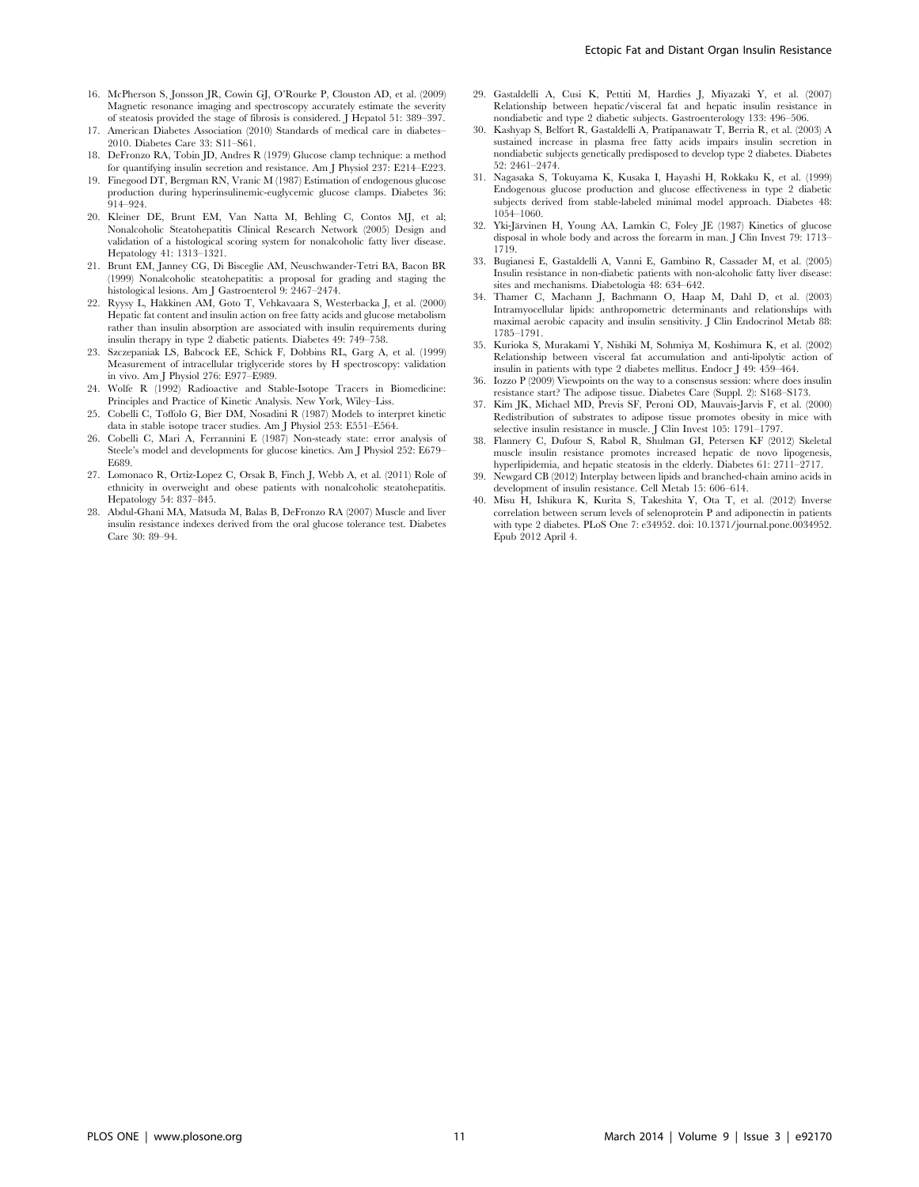16. McPherson S, Jonsson JR, Cowin GJ, O'Rourke P, Clouston AD, et al. (2009) Magnetic resonance imaging and spectroscopy accurately estimate the severity of steatosis provided the stage of fibrosis is considered. J Hepatol 51: 389–397.
17. American Diabetes Association (2010) Standards of medical care in diabetes–2010. Diabetes Care 33: S11–S61.
18. DeFronzo RA, Tobin JD, Andres R (1979) Glucose clamp technique: a method for quantifying insulin secretion and resistance. Am J Physiol 237: E214–E223.
19. Finegood DT, Bergman RN, Vranic M (1987) Estimation of endogenous glucose production during hyperinsulinemic-euglycemic glucose clamps. Diabetes 36: 914–924.
20. Kleiner DE, Brunt EM, Van Natta M, Behling C, Contos MJ, et al; Nonalcoholic Steatohepatitis Clinical Research Network (2005) Design and validation of a histological scoring system for nonalcoholic fatty liver disease. Hepatology 41: 1313–1321.
21. Brunt EM, Janney CG, Di Bisceglie AM, Neuschwander-Tetri BA, Bacon BR (1999) Nonalcoholic steatohepatitis: a proposal for grading and staging the histological lesions. Am J Gastroenterol 9: 2467–2474.
22. Ryysy L, Häkkinen AM, Goto T, Vehkavaara S, Westerbacka J, et al. (2000) Hepatic fat content and insulin action on free fatty acids and glucose metabolism rather than insulin absorption are associated with insulin requirements during insulin therapy in type 2 diabetic patients. Diabetes 49: 749–758.
23. Szczepaniak LS, Babcock EE, Schick F, Dobbins RL, Garg A, et al. (1999) Measurement of intracellular triglyceride stores by H spectroscopy: validation in vivo. Am J Physiol 276: E977–E989.
24. Wolfe R (1992) Radioactive and Stable-Isotope Tracers in Biomedicine: Principles and Practice of Kinetic Analysis. New York, Wiley–Liss.
25. Cobelli C, Toffolo G, Bier DM, Nosadini R (1987) Models to interpret kinetic data in stable isotope tracer studies. Am J Physiol 253: E551–E564.
26. Cobelli C, Mari A, Ferrannini E (1987) Non-steady state: error analysis of Steele's model and developments for glucose kinetics. Am J Physiol 252: E679–E689.
27. Lomonaco R, Ortiz-Lopez C, Orsak B, Finch J, Webb A, et al. (2011) Role of ethnicity in overweight and obese patients with nonalcoholic steatohepatitis. Hepatology 54: 837–845.
28. Abdul-Ghani MA, Matsuda M, Balas B, DeFronzo RA (2007) Muscle and liver insulin resistance indexes derived from the oral glucose tolerance test. Diabetes Care 30: 89–94.
29. Gastaldelli A, Cusi K, Pettiti M, Hardies J, Miyazaki Y, et al. (2007) Relationship between hepatic/visceral fat and hepatic insulin resistance in nondiabetic and type 2 diabetic subjects. Gastroenterology 133: 496–506.
30. Kashyap S, Belfort R, Gastaldelli A, Pratipanawatr T, Berria R, et al. (2003) A sustained increase in plasma free fatty acids impairs insulin secretion in nondiabetic subjects genetically predisposed to develop type 2 diabetes. Diabetes 52: 2461–2474.
31. Nagasaka S, Tokuyama K, Kusaka I, Hayashi H, Rokkaku K, et al. (1999) Endogenous glucose production and glucose effectiveness in type 2 diabetic subjects derived from stable-labeled minimal model approach. Diabetes 48: 1054–1060.
32. Yki-Järvinen H, Young AA, Lamkin C, Foley JE (1987) Kinetics of glucose disposal in whole body and across the forearm in man. J Clin Invest 79: 1713–1719.
33. Bugianesi E, Gastaldelli A, Vanni E, Gambino R, Cassader M, et al. (2005) Insulin resistance in non-diabetic patients with non-alcoholic fatty liver disease: sites and mechanisms. Diabetologia 48: 634–642.
34. Thamer C, Machann J, Bachmann O, Haap M, Dahl D, et al. (2003) Intramyocellular lipids: anthropometric determinants and relationships with maximal aerobic capacity and insulin sensitivity. J Clin Endocrinol Metab 88: 1785–1791.
35. Kurioka S, Murakami Y, Nishiki M, Sohmiya M, Koshimura K, et al. (2002) Relationship between visceral fat accumulation and anti-lipolytic action of insulin in patients with type 2 diabetes mellitus. Endocr J 49: 459–464.
36. Iozzo P (2009) Viewpoints on the way to a consensus session: where does insulin resistance start? The adipose tissue. Diabetes Care (Suppl. 2): S168–S173.
37. Kim JK, Michael MD, Previs SF, Peroni OD, Mauvais-Jarvis F, et al. (2000) Redistribution of substrates to adipose tissue promotes obesity in mice with selective insulin resistance in muscle. J Clin Invest 105: 1791–1797.
38. Flannery C, Dufour S, Rabøl R, Shulman GI, Petersen KF (2012) Skeletal muscle insulin resistance promotes increased hepatic de novo lipogenesis, hyperlipidemia, and hepatic steatosis in the elderly. Diabetes 61: 2711–2717.
39. Newgard CB (2012) Interplay between lipids and branched-chain amino acids in development of insulin resistance. Cell Metab 15: 606–614.
40. Misu H, Ishikura K, Kurita S, Takeshita Y, Ota T, et al. (2012) Inverse correlation between serum levels of selenoprotein P and adiponectin in patients with type 2 diabetes. PLoS One 7: e34952. doi: 10.1371/journal.pone.0034952. Epub 2012 April 4.